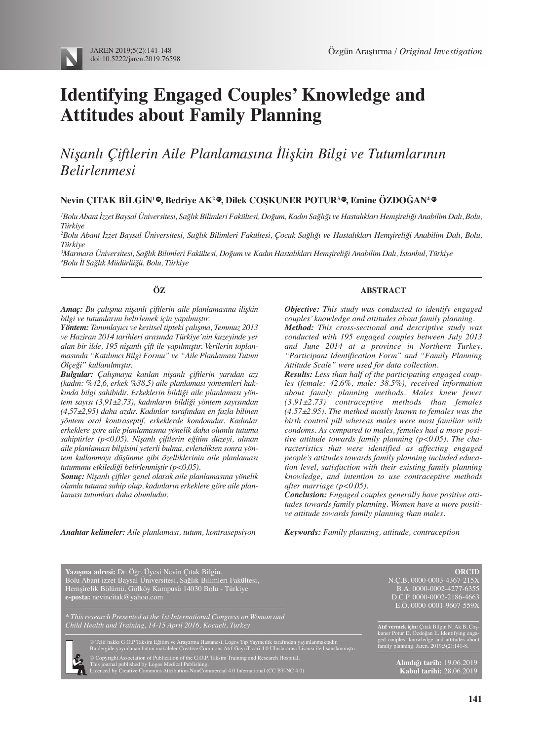Özgün Araştırma / *Original Investigation*

# Identifying Engaged Couples' Knowledge and Attitudes about Family Planning

## *Nişanlı Çiftlerin Aile Planlamasına İlişkin Bilgi ve Tutumlarının Belirlenmesi*

**Nevin ÇITAK BİLGİN[1], Bedriye AK[2], Dilek COŞKUNER POTUR[3], Emine ÖZDOĞAN[4]**

*[1]Bolu Abant İzzet Baysal Üniversitesi, Sağlık Bilimleri Fakültesi, Doğum, Kadın Sağlığı ve Hastalıkları Hemşireliği Anabilim Dalı, Bolu, Türkiye*
*[2]Bolu Abant İzzet Baysal Üniversitesi, Sağlık Bilimleri Fakültesi, Çocuk Sağlığı ve Hastalıkları Hemşireliği Anabilim Dalı, Bolu, Türkiye*
*[3]Marmara Üniversitesi, Sağlık Bilimleri Fakültesi, Doğum ve Kadın Hastalıkları Hemşireliği Anabilim Dalı, İstanbul, Türkiye*
*[4]Bolu İl Sağlık Müdürlüğü, Bolu, Türkiye*

### ÖZ

***Amaç:*** *Bu çalışma nişanlı çiftlerin aile planlamasına ilişkin bilgi ve tutumlarını belirlemek için yapılmıştır.*
***Yöntem:*** *Tanımlayıcı ve kesitsel tipteki çalışma, Temmuz 2013 ve Haziran 2014 tarihleri arasında Türkiye'nin kuzeyinde yer alan bir ilde, 195 nişanlı çift ile yapılmıştır. Verilerin toplanmasında "Katılımcı Bilgi Formu" ve "Aile Planlaması Tutum Ölçeği" kullanılmıştır.*
***Bulgular:*** *Çalışmaya katılan nişanlı çiftlerin yarıdan azı (kadın: %42,6, erkek %38,5) aile planlaması yöntemleri hakkında bilgi sahibidir. Erkeklerin bildiği aile planlaması yöntem sayısı (3,91±2,73), kadınların bildiği yöntem sayısından (4,57±2,95) daha azdır. Kadınlar tarafından en fazla bilinen yöntem oral kontraseptif, erkeklerde kondomdur. Kadınlar erkeklere göre aile planlamasına yönelik daha olumlu tutuma sahiptirler (p<0,05). Nişanlı çiftlerin eğitim düzeyi, alınan aile planlaması bilgisini yeterli bulma, evlendikten sonra yöntem kullanmayı düşünme gibi özelliklerinin aile planlaması tutumunu etkilediği belirlenmiştir (p<0,05).*
***Sonuç:*** *Nişanlı çiftler genel olarak aile planlamasına yönelik olumlu tutuma sahip olup, kadınların erkeklere göre aile planlaması tutumları daha olumludur.*

***Anahtar kelimeler:*** *Aile planlaması, tutum, kontrasepsiyon*

### ABSTRACT

***Objective:*** *This study was conducted to identify engaged couples' knowledge and attitudes about family planning.*
***Method:*** *This cross-sectional and descriptive study was conducted with 195 engaged couples between July 2013 and June 2014 at a province in Northern Turkey. "Participant Identification Form" and "Family Planning Attitude Scale" were used for data collection.*
***Results:*** *Less than half of the participating engaged couples (female: 42.6%, male: 38.5%), received information about family planning methods. Males knew fewer (3.91±2.73) contraceptive methods than females (4.57±2.95). The method mostly known to females was the birth control pill whereas males were most familiar with condoms. As compared to males, females had a more positive attitude towards family planning (p<0.05). The characteristics that were identified as affecting engaged people's attitudes towards family planning included education level, satisfaction with their existing family planning knowledge, and intention to use contraceptive methods after marriage (p<0.05).*
***Conclusion:*** *Engaged couples generally have positive attitudes towards family planning. Women have a more positive attitude towards family planning than males.*

***Keywords:*** *Family planning, attitude, contraception*

**Yazışma adresi:** Dr. Öğr. Üyesi Nevin Çıtak Bilgin, Bolu Abant izzet Baysal Üniversitesi, Sağlık Bilimleri Fakültesi, Hemşirelik Bölümü, Gölköy Kampusü 14030 Bolu - Türkiye
**e-posta:** nevincitak@yahoo.com

*\* This research Presented at the 1st International Congress on Woman and Child Health and Training, 14-15 April 2016, Kocaeli, Turkey*

© Telif hakkı G.O.P Taksim Eğitim ve Araştırma Hastanesi. Logos Tıp Yayıncılık tarafından yayınlanmaktadır.
Bu dergide yayınlanan bütün makaleler Creative Commons Atıf-GayriTicari 4.0 Uluslararası Lisansı ile lisanslanmıştır.
© Copyright Association of Publication of the G.O.P. Taksim Training and Research Hospital.
This journal published by Logos Medical Publishing.
Licenced by Creative Commons Attribution-NonCommercial 4.0 International (CC BY-NC 4.0)

**ORCID**
N.Ç.B. 0000-0003-4367-215X
B.A. 0000-0002-4277-6355
D.C.P. 0000-0002-2186-4663
E.Ö. 0000-0001-9607-559X

**Atıf vermek için:** Çıtak Bilgin N, Ak B, Coşkuner Potur D, Özdoğan E. Identifying engaged couples' knowledge and attitudes about family planning. Jaren. 2019;5(2):141-8.

**Alındığı tarih:** 19.06.2019
**Kabul tarihi:** 28.06.2019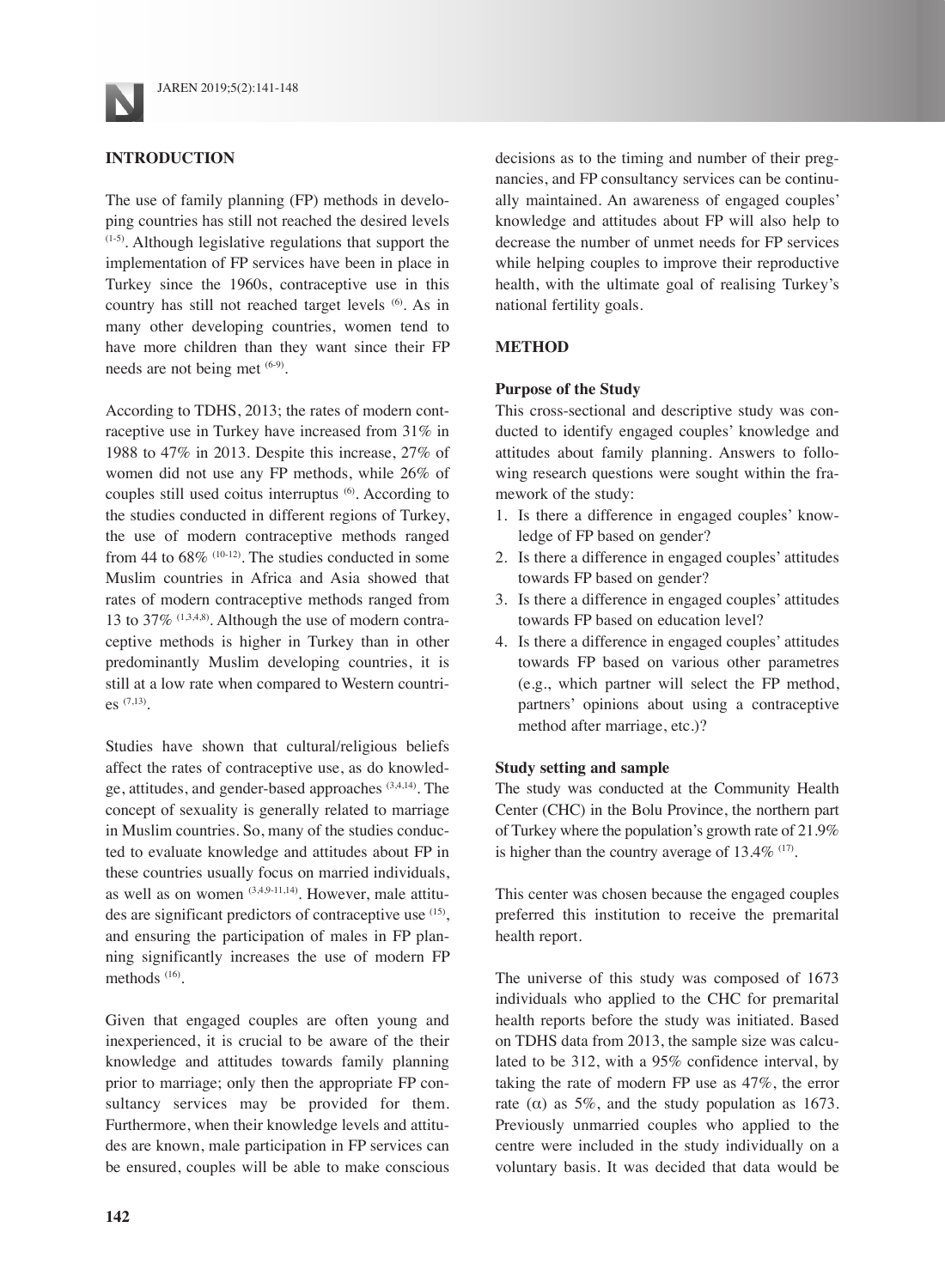## INTRODUCTION

The use of family planning (FP) methods in developing countries has still not reached the desired levels [1-5]. Although legislative regulations that support the implementation of FP services have been in place in Turkey since the 1960s, contraceptive use in this country has still not reached target levels [6]. As in many other developing countries, women tend to have more children than they want since their FP needs are not being met [6-9].

According to TDHS, 2013; the rates of modern contraceptive use in Turkey have increased from 31% in 1988 to 47% in 2013. Despite this increase, 27% of women did not use any FP methods, while 26% of couples still used coitus interruptus [6]. According to the studies conducted in different regions of Turkey, the use of modern contraceptive methods ranged from 44 to 68% [10-12]. The studies conducted in some Muslim countries in Africa and Asia showed that rates of modern contraceptive methods ranged from 13 to 37% [1,3,4,8]. Although the use of modern contraceptive methods is higher in Turkey than in other predominantly Muslim developing countries, it is still at a low rate when compared to Western countries [7,13].

Studies have shown that cultural/religious beliefs affect the rates of contraceptive use, as do knowledge, attitudes, and gender-based approaches [3,4,14]. The concept of sexuality is generally related to marriage in Muslim countries. So, many of the studies conducted to evaluate knowledge and attitudes about FP in these countries usually focus on married individuals, as well as on women [3,4,9-11,14]. However, male attitudes are significant predictors of contraceptive use [15], and ensuring the participation of males in FP planning significantly increases the use of modern FP methods [16].

Given that engaged couples are often young and inexperienced, it is crucial to be aware of the their knowledge and attitudes towards family planning prior to marriage; only then the appropriate FP consultancy services may be provided for them. Furthermore, when their knowledge levels and attitudes are known, male participation in FP services can be ensured, couples will be able to make conscious decisions as to the timing and number of their pregnancies, and FP consultancy services can be continually maintained. An awareness of engaged couples' knowledge and attitudes about FP will also help to decrease the number of unmet needs for FP services while helping couples to improve their reproductive health, with the ultimate goal of realising Turkey's national fertility goals.

## METHOD

### Purpose of the Study

This cross-sectional and descriptive study was conducted to identify engaged couples' knowledge and attitudes about family planning. Answers to following research questions were sought within the framework of the study:

1. Is there a difference in engaged couples' knowledge of FP based on gender?
2. Is there a difference in engaged couples' attitudes towards FP based on gender?
3. Is there a difference in engaged couples' attitudes towards FP based on education level?
4. Is there a difference in engaged couples' attitudes towards FP based on various other parametres (e.g., which partner will select the FP method, partners' opinions about using a contraceptive method after marriage, etc.)?

### Study setting and sample

The study was conducted at the Community Health Center (CHC) in the Bolu Province, the northern part of Turkey where the population's growth rate of 21.9% is higher than the country average of 13.4% [17].

This center was chosen because the engaged couples preferred this institution to receive the premarital health report.

The universe of this study was composed of 1673 individuals who applied to the CHC for premarital health reports before the study was initiated. Based on TDHS data from 2013, the sample size was calculated to be 312, with a 95% confidence interval, by taking the rate of modern FP use as 47%, the error rate ($\alpha$) as 5%, and the study population as 1673. Previously unmarried couples who applied to the centre were included in the study individually on a voluntary basis. It was decided that data would be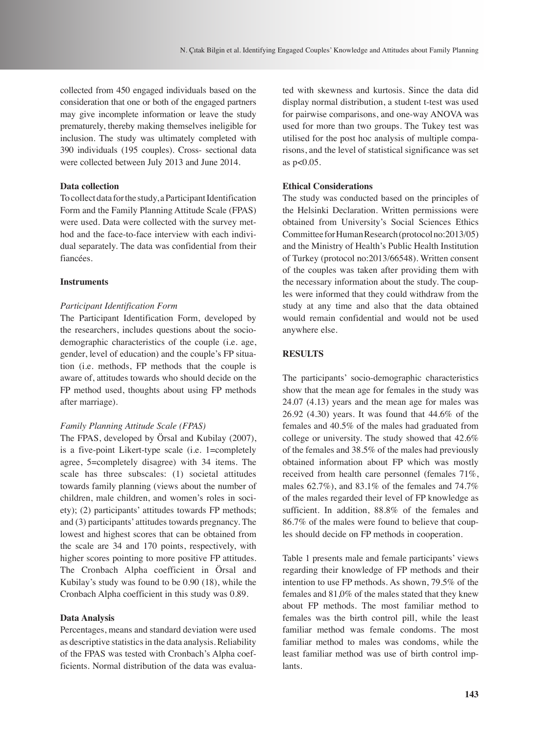collected from 450 engaged individuals based on the consideration that one or both of the engaged partners may give incomplete information or leave the study prematurely, thereby making themselves ineligible for inclusion. The study was ultimately completed with 390 individuals (195 couples). Cross- sectional data were collected between July 2013 and June 2014.

### Data collection

To collect data for the study, a Participant Identification Form and the Family Planning Attitude Scale (FPAS) were used. Data were collected with the survey method and the face-to-face interview with each individual separately. The data was confidential from their fiancées.

### Instruments

*Participant Identification Form*

The Participant Identification Form, developed by the researchers, includes questions about the sociodemographic characteristics of the couple (i.e. age, gender, level of education) and the couple's FP situation (i.e. methods, FP methods that the couple is aware of, attitudes towards who should decide on the FP method used, thoughts about using FP methods after marriage).

*Family Planning Attitude Scale (FPAS)*

The FPAS, developed by Örsal and Kubilay (2007), is a five-point Likert-type scale (i.e. 1=completely agree, 5=completely disagree) with 34 items. The scale has three subscales: (1) societal attitudes towards family planning (views about the number of children, male children, and women's roles in society); (2) participants' attitudes towards FP methods; and (3) participants' attitudes towards pregnancy. The lowest and highest scores that can be obtained from the scale are 34 and 170 points, respectively, with higher scores pointing to more positive FP attitudes. The Cronbach Alpha coefficient in Örsal and Kubilay's study was found to be 0.90 (18), while the Cronbach Alpha coefficient in this study was 0.89.

### Data Analysis

Percentages, means and standard deviation were used as descriptive statistics in the data analysis. Reliability of the FPAS was tested with Cronbach's Alpha coefficients. Normal distribution of the data was evaluated with skewness and kurtosis. Since the data did display normal distribution, a student t-test was used for pairwise comparisons, and one-way ANOVA was used for more than two groups. The Tukey test was utilised for the post hoc analysis of multiple comparisons, and the level of statistical significance was set as $p<0.05$.

### Ethical Considerations

The study was conducted based on the principles of the Helsinki Declaration. Written permissions were obtained from University's Social Sciences Ethics Committee for Human Research (protocol no:2013/05) and the Ministry of Health's Public Health Institution of Turkey (protocol no:2013/66548). Written consent of the couples was taken after providing them with the necessary information about the study. The couples were informed that they could withdraw from the study at any time and also that the data obtained would remain confidential and would not be used anywhere else.

## RESULTS

The participants' socio-demographic characteristics show that the mean age for females in the study was 24.07 (4.13) years and the mean age for males was 26.92 (4.30) years. It was found that 44.6% of the females and 40.5% of the males had graduated from college or university. The study showed that 42.6% of the females and 38.5% of the males had previously obtained information about FP which was mostly received from health care personnel (females 71%, males 62.7%), and 83.1% of the females and 74.7% of the males regarded their level of FP knowledge as sufficient. In addition, 88.8% of the females and 86.7% of the males were found to believe that couples should decide on FP methods in cooperation.

Table 1 presents male and female participants' views regarding their knowledge of FP methods and their intention to use FP methods. As shown, 79.5% of the females and 81,0% of the males stated that they knew about FP methods. The most familiar method to females was the birth control pill, while the least familiar method was female condoms. The most familiar method to males was condoms, while the least familiar method was use of birth control implants.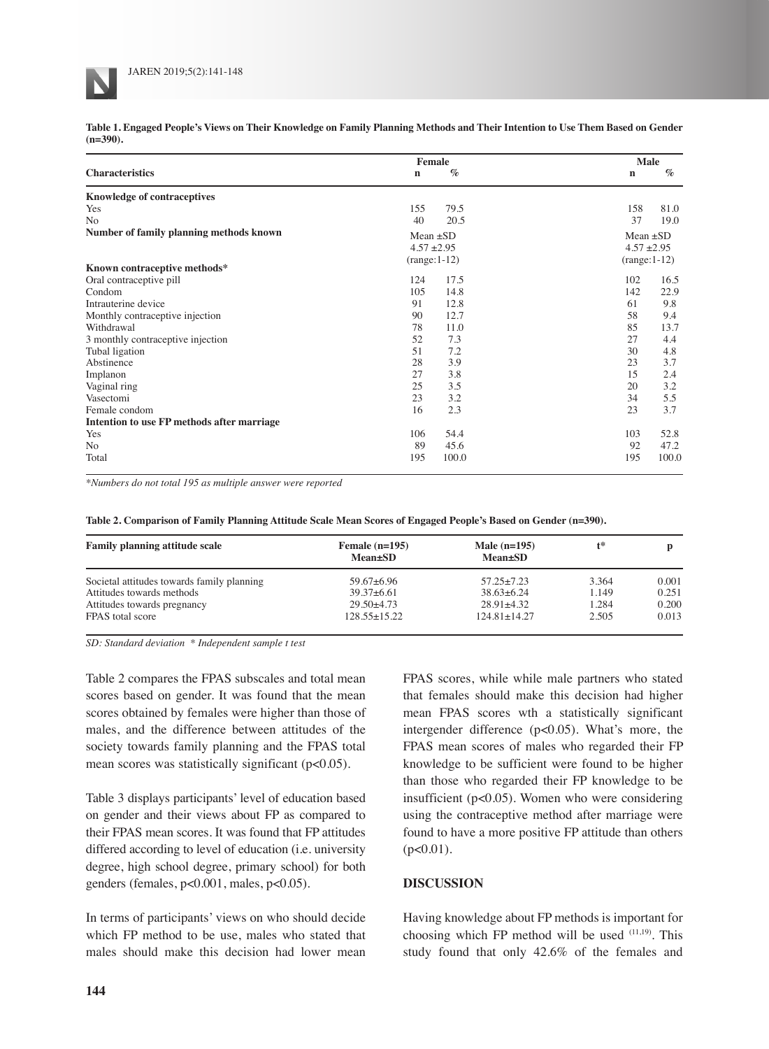**Table 1. Engaged People's Views on Their Knowledge on Family Planning Methods and Their Intention to Use Them Based on Gender (n=390).**

| Characteristics | Female | | Male | |
|---|---|---|---|---|
| | n | % | n | % |
| **Knowledge of contraceptives** | | | | |
| Yes | 155 | 79.5 | 158 | 81.0 |
| No | 40 | 20.5 | 37 | 19.0 |
| **Number of family planning methods known** | Mean ±SD 4.57 ±2.95 (range:1-12) | | Mean ±SD 4.57 ±2.95 (range:1-12) | |
| **Known contraceptive methods*** | | | | |
| Oral contraceptive pill | 124 | 17.5 | 102 | 16.5 |
| Condom | 105 | 14.8 | 142 | 22.9 |
| Intrauterine device | 91 | 12.8 | 61 | 9.8 |
| Monthly contraceptive injection | 90 | 12.7 | 58 | 9.4 |
| Withdrawal | 78 | 11.0 | 85 | 13.7 |
| 3 monthly contraceptive injection | 52 | 7.3 | 27 | 4.4 |
| Tubal ligation | 51 | 7.2 | 30 | 4.8 |
| Abstinence | 28 | 3.9 | 23 | 3.7 |
| Implanon | 27 | 3.8 | 15 | 2.4 |
| Vaginal ring | 25 | 3.5 | 20 | 3.2 |
| Vasectomi | 23 | 3.2 | 34 | 5.5 |
| Female condom | 16 | 2.3 | 23 | 3.7 |
| **Intention to use FP methods after marriage** | | | | |
| Yes | 106 | 54.4 | 103 | 52.8 |
| No | 89 | 45.6 | 92 | 47.2 |
| Total | 195 | 100.0 | 195 | 100.0 |

*\*Numbers do not total 195 as multiple answer were reported*

**Table 2. Comparison of Family Planning Attitude Scale Mean Scores of Engaged People's Based on Gender (n=390).**

| Family planning attitude scale | Female (n=195) Mean±SD | Male (n=195) Mean±SD | t* | p |
|---|---|---|---|---|
| Societal attitudes towards family planning | 59.67±6.96 | 57.25±7.23 | 3.364 | 0.001 |
| Attitudes towards methods | 39.37±6.61 | 38.63±6.24 | 1.149 | 0.251 |
| Attitudes towards pregnancy | 29.50±4.73 | 28.91±4.32 | 1.284 | 0.200 |
| FPAS total score | 128.55±15.22 | 124.81±14.27 | 2.505 | 0.013 |

*SD: Standard deviation \* Independent sample t test*

Table 2 compares the FPAS subscales and total mean scores based on gender. It was found that the mean scores obtained by females were higher than those of males, and the difference between attitudes of the society towards family planning and the FPAS total mean scores was statistically significant ($p<0.05$).

Table 3 displays participants' level of education based on gender and their views about FP as compared to their FPAS mean scores. It was found that FP attitudes differed according to level of education (i.e. university degree, high school degree, primary school) for both genders (females, $p<0.001$, males, $p<0.05$).

In terms of participants' views on who should decide which FP method to be use, males who stated that males should make this decision had lower mean FPAS scores, while while male partners who stated that females should make this decision had higher mean FPAS scores wth a statistically significant intergender difference ($p<0.05$). What's more, the FPAS mean scores of males who regarded their FP knowledge to be sufficient were found to be higher than those who regarded their FP knowledge to be insufficient ($p<0.05$). Women who were considering using the contraceptive method after marriage were found to have a more positive FP attitude than others ($p<0.01$).

## DISCUSSION

Having knowledge about FP methods is important for choosing which FP method will be used [11,19]. This study found that only 42.6% of the females and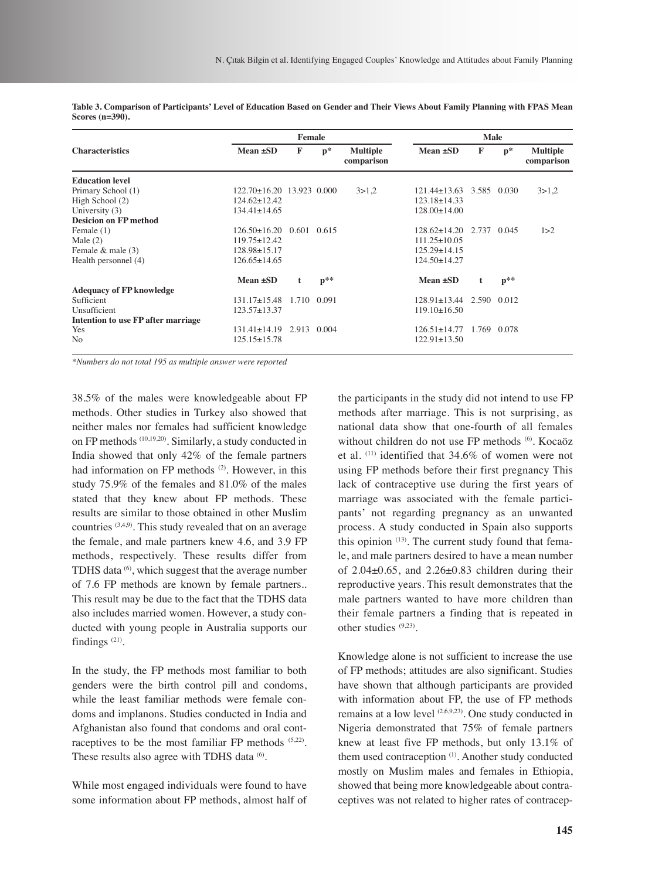**Table 3. Comparison of Participants' Level of Education Based on Gender and Their Views About Family Planning with FPAS Mean Scores (n=390).**

| Characteristics | Female | | | | Male | | | |
|---|---|---|---|---|---|---|---|---|
| | Mean ±SD | F | p* | Multiple comparison | Mean ±SD | F | p* | Multiple comparison |
| **Education level** | | | | | | | | |
| Primary School (1) | 122.70±16.20 | 13.923 | 0.000 | 3>1,2 | 121.44±13.63 | 3.585 | 0.030 | 3>1,2 |
| High School (2) | 124.62±12.42 | | | | 123.18±14.33 | | | |
| University (3) | 134.41±14.65 | | | | 128.00±14.00 | | | |
| **Desicion on FP method** | | | | | | | | |
| Female (1) | 126.50±16.20 | 0.601 | 0.615 | | 128.62±14.20 | 2.737 | 0.045 | 1>2 |
| Male (2) | 119.75±12.42 | | | | 111.25±10.05 | | | |
| Female & male (3) | 128.98±15.17 | | | | 125.29±14.15 | | | |
| Health personnel (4) | 126.65±14.65 | | | | 124.50±14.27 | | | |
| | **Mean ±SD** | **t** | **p\*\*** | | **Mean ±SD** | **t** | **p\*\*** | |
| **Adequacy of FP knowledge** | | | | | | | | |
| Sufficient | 131.17±15.48 | 1.710 | 0.091 | | 128.91±13.44 | 2.590 | 0.012 | |
| Unsufficient | 123.57±13.37 | | | | 119.10±16.50 | | | |
| **Intention to use FP after marriage** | | | | | | | | |
| Yes | 131.41±14.19 | 2.913 | 0.004 | | 126.51±14.77 | 1.769 | 0.078 | |
| No | 125.15±15.78 | | | | 122.91±13.50 | | | |

*\*Numbers do not total 195 as multiple answer were reported*

38.5% of the males were knowledgeable about FP methods. Other studies in Turkey also showed that neither males nor females had sufficient knowledge on FP methods [10,19,20]. Similarly, a study conducted in India showed that only 42% of the female partners had information on FP methods [2]. However, in this study 75.9% of the females and 81.0% of the males stated that they knew about FP methods. These results are similar to those obtained in other Muslim countries [3,4,9]. This study revealed that on an average the female, and male partners knew 4.6, and 3.9 FP methods, respectively. These results differ from TDHS data [6], which suggest that the average number of 7.6 FP methods are known by female partners.. This result may be due to the fact that the TDHS data also includes married women. However, a study conducted with young people in Australia supports our findings [21].

In the study, the FP methods most familiar to both genders were the birth control pill and condoms, while the least familiar methods were female condoms and implanons. Studies conducted in India and Afghanistan also found that condoms and oral contraceptives to be the most familiar FP methods [5,22]. These results also agree with TDHS data [6].

While most engaged individuals were found to have some information about FP methods, almost half of the participants in the study did not intend to use FP methods after marriage. This is not surprising, as national data show that one-fourth of all females without children do not use FP methods [6]. Kocaöz et al. [11] identified that 34.6% of women were not using FP methods before their first pregnancy This lack of contraceptive use during the first years of marriage was associated with the female participants' not regarding pregnancy as an unwanted process. A study conducted in Spain also supports this opinion [13]. The current study found that female, and male partners desired to have a mean number of 2.04±0.65, and 2.26±0.83 children during their reproductive years. This result demonstrates that the male partners wanted to have more children than their female partners a finding that is repeated in other studies [9,23].

Knowledge alone is not sufficient to increase the use of FP methods; attitudes are also significant. Studies have shown that although participants are provided with information about FP, the use of FP methods remains at a low level [2,6,9,23]. One study conducted in Nigeria demonstrated that 75% of female partners knew at least five FP methods, but only 13.1% of them used contraception [1]. Another study conducted mostly on Muslim males and females in Ethiopia, showed that being more knowledgeable about contraceptives was not related to higher rates of contracep-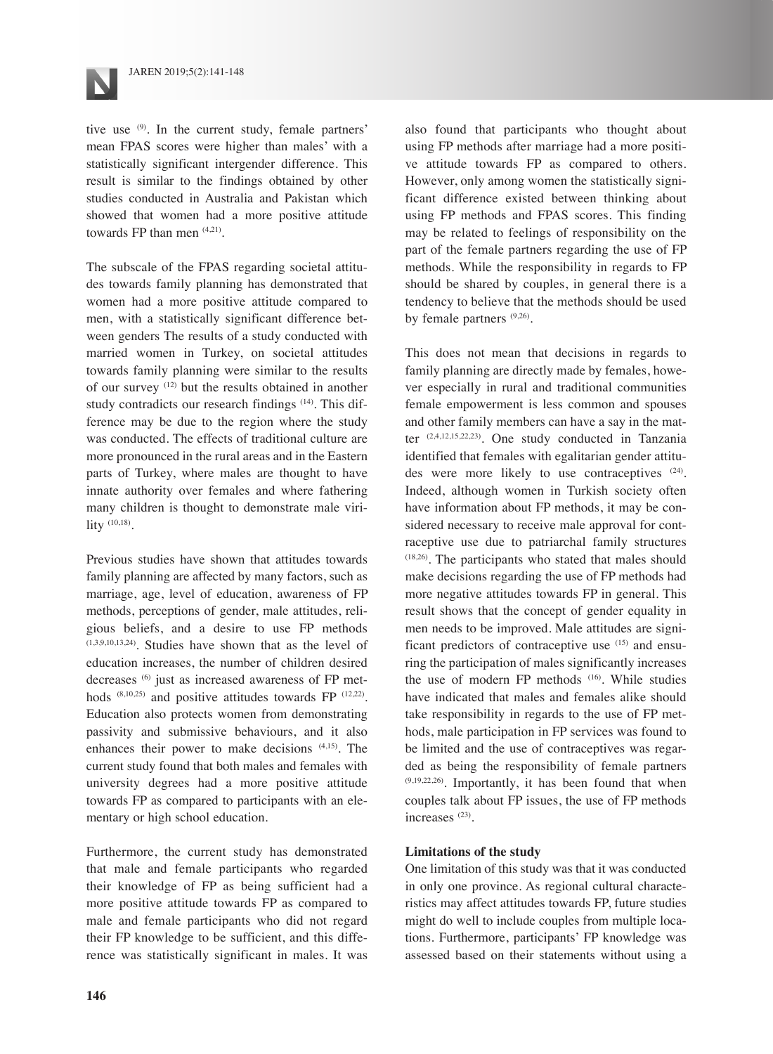tive use [9]. In the current study, female partners' mean FPAS scores were higher than males' with a statistically significant intergender difference. This result is similar to the findings obtained by other studies conducted in Australia and Pakistan which showed that women had a more positive attitude towards FP than men [4,21].

The subscale of the FPAS regarding societal attitudes towards family planning has demonstrated that women had a more positive attitude compared to men, with a statistically significant difference between genders The results of a study conducted with married women in Turkey, on societal attitudes towards family planning were similar to the results of our survey [12] but the results obtained in another study contradicts our research findings [14]. This difference may be due to the region where the study was conducted. The effects of traditional culture are more pronounced in the rural areas and in the Eastern parts of Turkey, where males are thought to have innate authority over females and where fathering many children is thought to demonstrate male virility [10,18].

Previous studies have shown that attitudes towards family planning are affected by many factors, such as marriage, age, level of education, awareness of FP methods, perceptions of gender, male attitudes, religious beliefs, and a desire to use FP methods [1,3,9,10,13,24]. Studies have shown that as the level of education increases, the number of children desired decreases [6] just as increased awareness of FP methods [8,10,25] and positive attitudes towards FP [12,22]. Education also protects women from demonstrating passivity and submissive behaviours, and it also enhances their power to make decisions [4,15]. The current study found that both males and females with university degrees had a more positive attitude towards FP as compared to participants with an elementary or high school education.

Furthermore, the current study has demonstrated that male and female participants who regarded their knowledge of FP as being sufficient had a more positive attitude towards FP as compared to male and female participants who did not regard their FP knowledge to be sufficient, and this difference was statistically significant in males. It was also found that participants who thought about using FP methods after marriage had a more positive attitude towards FP as compared to others. However, only among women the statistically significant difference existed between thinking about using FP methods and FPAS scores. This finding may be related to feelings of responsibility on the part of the female partners regarding the use of FP methods. While the responsibility in regards to FP should be shared by couples, in general there is a tendency to believe that the methods should be used by female partners [9,26].

This does not mean that decisions in regards to family planning are directly made by females, however especially in rural and traditional communities female empowerment is less common and spouses and other family members can have a say in the matter [2,4,12,15,22,23]. One study conducted in Tanzania identified that females with egalitarian gender attitudes were more likely to use contraceptives [24]. Indeed, although women in Turkish society often have information about FP methods, it may be considered necessary to receive male approval for contraceptive use due to patriarchal family structures [18,26]. The participants who stated that males should make decisions regarding the use of FP methods had more negative attitudes towards FP in general. This result shows that the concept of gender equality in men needs to be improved. Male attitudes are significant predictors of contraceptive use [15] and ensuring the participation of males significantly increases the use of modern FP methods [16]. While studies have indicated that males and females alike should take responsibility in regards to the use of FP methods, male participation in FP services was found to be limited and the use of contraceptives was regarded as being the responsibility of female partners [9,19,22,26]. Importantly, it has been found that when couples talk about FP issues, the use of FP methods increases [23].

**Limitations of the study**

One limitation of this study was that it was conducted in only one province. As regional cultural characteristics may affect attitudes towards FP, future studies might do well to include couples from multiple locations. Furthermore, participants' FP knowledge was assessed based on their statements without using a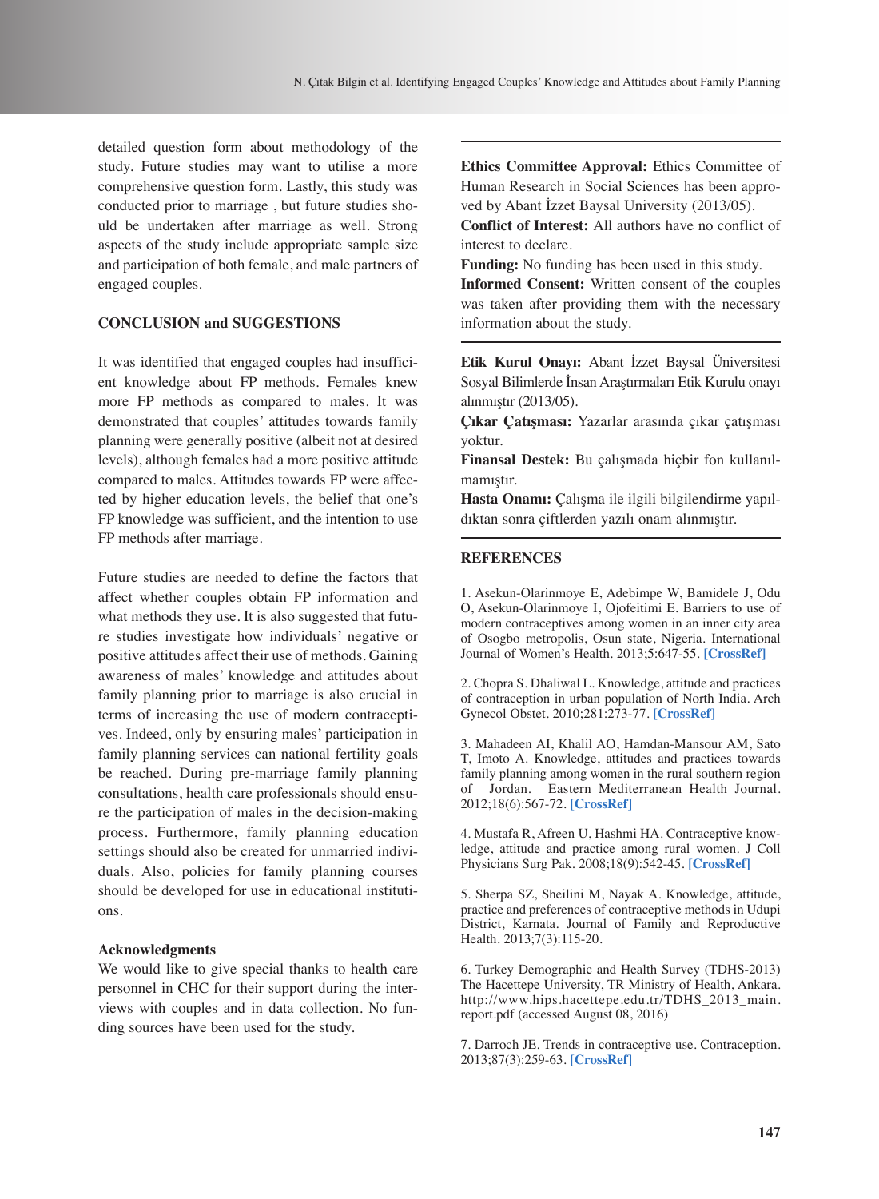detailed question form about methodology of the study. Future studies may want to utilise a more comprehensive question form. Lastly, this study was conducted prior to marriage , but future studies should be undertaken after marriage as well. Strong aspects of the study include appropriate sample size and participation of both female, and male partners of engaged couples.

## CONCLUSION and SUGGESTIONS

It was identified that engaged couples had insufficient knowledge about FP methods. Females knew more FP methods as compared to males. It was demonstrated that couples' attitudes towards family planning were generally positive (albeit not at desired levels), although females had a more positive attitude compared to males. Attitudes towards FP were affected by higher education levels, the belief that one's FP knowledge was sufficient, and the intention to use FP methods after marriage.

Future studies are needed to define the factors that affect whether couples obtain FP information and what methods they use. It is also suggested that future studies investigate how individuals' negative or positive attitudes affect their use of methods. Gaining awareness of males' knowledge and attitudes about family planning prior to marriage is also crucial in terms of increasing the use of modern contraceptives. Indeed, only by ensuring males' participation in family planning services can national fertility goals be reached. During pre-marriage family planning consultations, health care professionals should ensure the participation of males in the decision-making process. Furthermore, family planning education settings should also be created for unmarried individuals. Also, policies for family planning courses should be developed for use in educational institutions.

### Acknowledgments

We would like to give special thanks to health care personnel in CHC for their support during the interviews with couples and in data collection. No funding sources have been used for the study.

**Ethics Committee Approval:** Ethics Committee of Human Research in Social Sciences has been approved by Abant İzzet Baysal University (2013/05).
**Conflict of Interest:** All authors have no conflict of interest to declare.
**Funding:** No funding has been used in this study.
**Informed Consent:** Written consent of the couples was taken after providing them with the necessary information about the study.

**Etik Kurul Onayı:** Abant İzzet Baysal Üniversitesi Sosyal Bilimlerde İnsan Araştırmaları Etik Kurulu onayı alınmıştır (2013/05).
**Çıkar Çatışması:** Yazarlar arasında çıkar çatışması yoktur.
**Finansal Destek:** Bu çalışmada hiçbir fon kullanılmamıştır.
**Hasta Onamı:** Çalışma ile ilgili bilgilendirme yapıldıktan sonra çiftlerden yazılı onam alınmıştır.

## REFERENCES

1. Asekun-Olarinmoye E, Adebimpe W, Bamidele J, Odu O, Asekun-Olarinmoye I, Ojofeitimi E. Barriers to use of modern contraceptives among women in an inner city area of Osogbo metropolis, Osun state, Nigeria. International Journal of Women's Health. 2013;5:647-55. [CrossRef]

2. Chopra S. Dhaliwal L. Knowledge, attitude and practices of contraception in urban population of North India. Arch Gynecol Obstet. 2010;281:273-77. [CrossRef]

3. Mahadeen AI, Khalil AO, Hamdan-Mansour AM, Sato T, Imoto A. Knowledge, attitudes and practices towards family planning among women in the rural southern region of Jordan. Eastern Mediterranean Health Journal. 2012;18(6):567-72. [CrossRef]

4. Mustafa R, Afreen U, Hashmi HA. Contraceptive knowledge, attitude and practice among rural women. J Coll Physicians Surg Pak. 2008;18(9):542-45. [CrossRef]

5. Sherpa SZ, Sheilini M, Nayak A. Knowledge, attitude, practice and preferences of contraceptive methods in Udupi District, Karnata. Journal of Family and Reproductive Health. 2013;7(3):115-20.

6. Turkey Demographic and Health Survey (TDHS-2013) The Hacettepe University, TR Ministry of Health, Ankara. http://www.hips.hacettepe.edu.tr/TDHS_2013_main.report.pdf (accessed August 08, 2016)

7. Darroch JE. Trends in contraceptive use. Contraception. 2013;87(3):259-63. [CrossRef]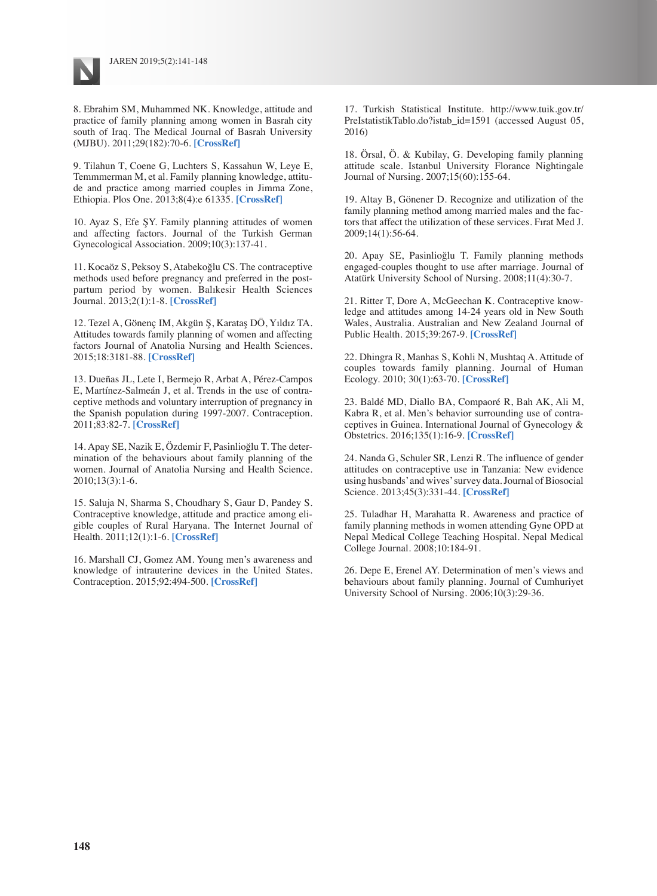8. Ebrahim SM, Muhammed NK. Knowledge, attitude and practice of family planning among women in Basrah city south of Iraq. The Medical Journal of Basrah University (MJBU). 2011;29(182):70-6. [CrossRef]

9. Tilahun T, Coene G, Luchters S, Kassahun W, Leye E, Temmmerman M, et al. Family planning knowledge, attitude and practice among married couples in Jimma Zone, Ethiopia. Plos One. 2013;8(4):e 61335. [CrossRef]

10. Ayaz S, Efe ŞY. Family planning attitudes of women and affecting factors. Journal of the Turkish German Gynecological Association. 2009;10(3):137-41.

11. Kocaöz S, Peksoy S, Atabekoğlu CS. The contraceptive methods used before pregnancy and preferred in the postpartum period by women. Balıkesir Health Sciences Journal. 2013;2(1):1-8. [CrossRef]

12. Tezel A, Gönenç IM, Akgün Ş, Karataş DÖ, Yıldız TA. Attitudes towards family planning of women and affecting factors Journal of Anatolia Nursing and Health Sciences. 2015;18:3181-88. [CrossRef]

13. Dueñas JL, Lete I, Bermejo R, Arbat A, Pérez-Campos E, Martínez-Salmeán J, et al. Trends in the use of contraceptive methods and voluntary interruption of pregnancy in the Spanish population during 1997-2007. Contraception. 2011;83:82-7. [CrossRef]

14. Apay SE, Nazik E, Özdemir F, Pasinlioğlu T. The determination of the behaviours about family planning of the women. Journal of Anatolia Nursing and Health Science. 2010;13(3):1-6.

15. Saluja N, Sharma S, Choudhary S, Gaur D, Pandey S. Contraceptive knowledge, attitude and practice among eligible couples of Rural Haryana. The Internet Journal of Health. 2011;12(1):1-6. [CrossRef]

16. Marshall CJ, Gomez AM. Young men's awareness and knowledge of intrauterine devices in the United States. Contraception. 2015;92:494-500. [CrossRef]

17. Turkish Statistical Institute. http://www.tuik.gov.tr/PreIstatistikTablo.do?istab_id=1591 (accessed August 05, 2016)

18. Örsal, Ö. & Kubilay, G. Developing family planning attitude scale. Istanbul University Florance Nightingale Journal of Nursing. 2007;15(60):155-64.

19. Altay B, Gönener D. Recognize and utilization of the family planning method among married males and the factors that affect the utilization of these services. Fırat Med J. 2009;14(1):56-64.

20. Apay SE, Pasinlioğlu T. Family planning methods engaged-couples thought to use after marriage. Journal of Atatürk University School of Nursing. 2008;11(4):30-7.

21. Ritter T, Dore A, McGeechan K. Contraceptive knowledge and attitudes among 14-24 years old in New South Wales, Australia. Australian and New Zealand Journal of Public Health. 2015;39:267-9. [CrossRef]

22. Dhingra R, Manhas S, Kohli N, Mushtaq A. Attitude of couples towards family planning. Journal of Human Ecology. 2010; 30(1):63-70. [CrossRef]

23. Baldé MD, Diallo BA, Compaoré R, Bah AK, Ali M, Kabra R, et al. Men's behavior surrounding use of contraceptives in Guinea. International Journal of Gynecology & Obstetrics. 2016;135(1):16-9. [CrossRef]

24. Nanda G, Schuler SR, Lenzi R. The influence of gender attitudes on contraceptive use in Tanzania: New evidence using husbands' and wives' survey data. Journal of Biosocial Science. 2013;45(3):331-44. [CrossRef]

25. Tuladhar H, Marahatta R. Awareness and practice of family planning methods in women attending Gyne OPD at Nepal Medical College Teaching Hospital. Nepal Medical College Journal. 2008;10:184-91.

26. Depe E, Erenel AY. Determination of men's views and behaviours about family planning. Journal of Cumhuriyet University School of Nursing. 2006;10(3):29-36.